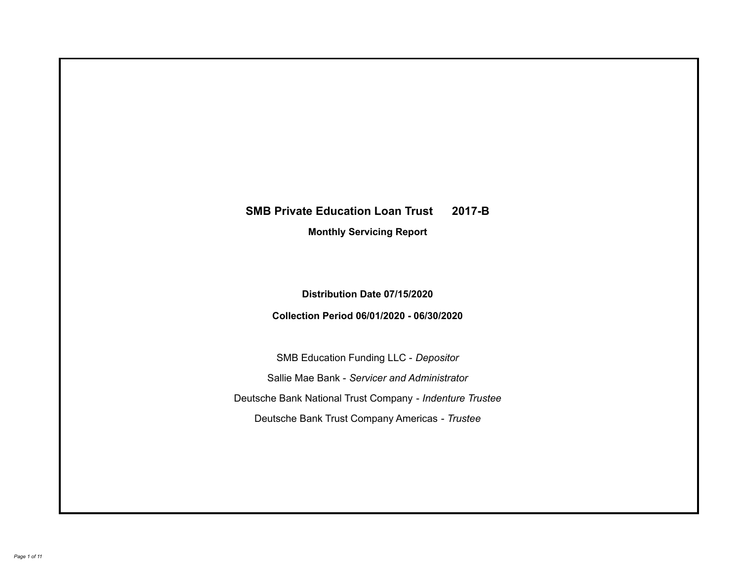# SMB Private Education Loan Trust 2017-B

## Monthly Servicing Report

**Distribution Date 07/15/2020**

**Collection Period 06/01/2020 - 06/30/2020**

SMB Education Funding LLC - *Depositor*

Sallie Mae Bank - *Servicer and Administrator*

Deutsche Bank National Trust Company - *Indenture Trustee*

Deutsche Bank Trust Company Americas - *Trustee*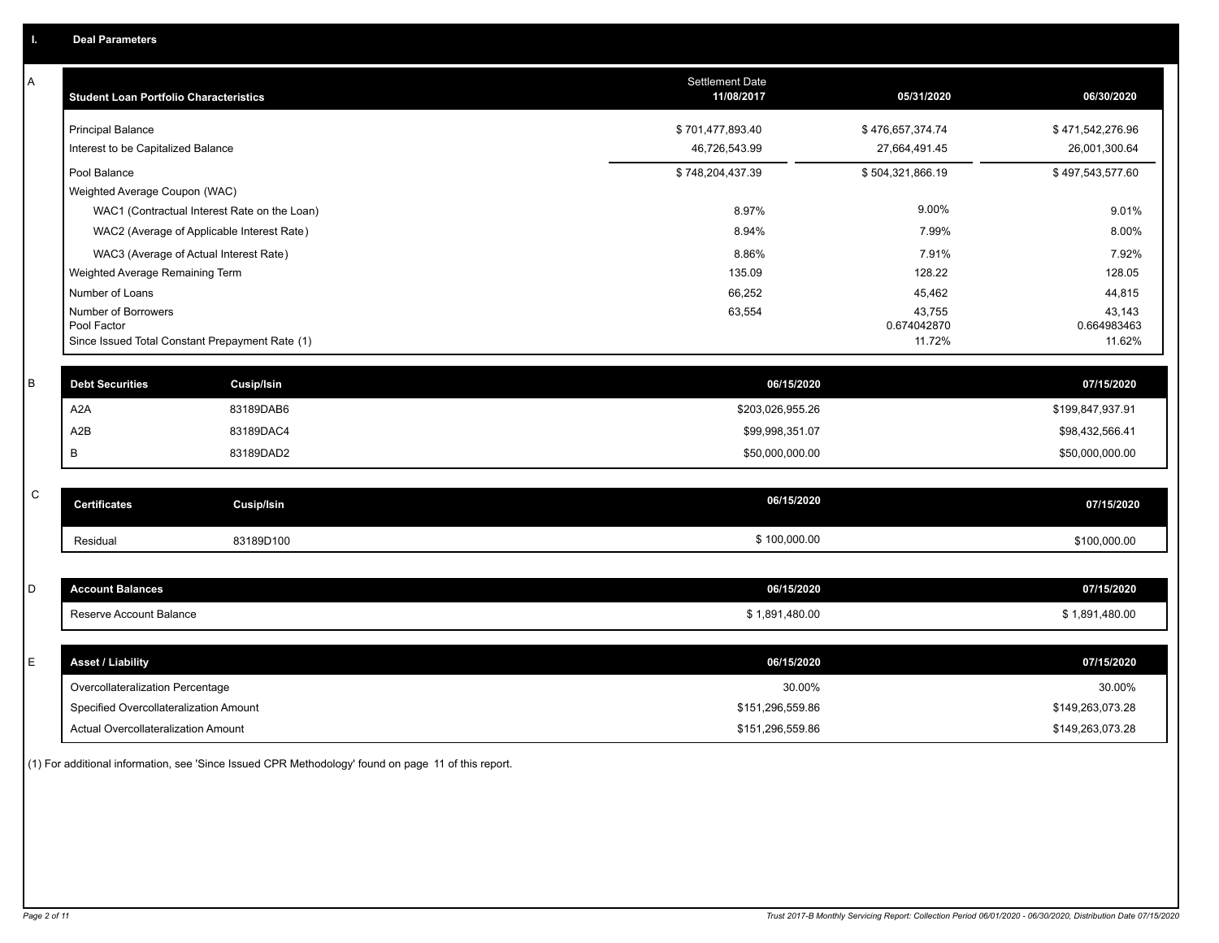## I. Deal Parameters

### A

| Student Loan Portfolio Characteristics | Settlement Date 11/08/2017 | 05/31/2020 | 06/30/2020 |
|---|---|---|---|
| Principal Balance | $ 701,477,893.40 | $ 476,657,374.74 | $ 471,542,276.96 |
| Interest to be Capitalized Balance | 46,726,543.99 | 27,664,491.45 | 26,001,300.64 |
| Pool Balance | $ 748,204,437.39 | $ 504,321,866.19 | $ 497,543,577.60 |
| Weighted Average Coupon (WAC) | | | |
| WAC1 (Contractual Interest Rate on the Loan) | 8.97% | 9.00% | 9.01% |
| WAC2 (Average of Applicable Interest Rate) | 8.94% | 7.99% | 8.00% |
| WAC3 (Average of Actual Interest Rate) | 8.86% | 7.91% | 7.92% |
| Weighted Average Remaining Term | 135.09 | 128.22 | 128.05 |
| Number of Loans | 66,252 | 45,462 | 44,815 |
| Number of Borrowers | 63,554 | 43,755 | 43,143 |
| Pool Factor | | 0.674042870 | 0.664983463 |
| Since Issued Total Constant Prepayment Rate (1) | | 11.72% | 11.62% |

### B

| Debt Securities | Cusip/Isin | 06/15/2020 | 07/15/2020 |
|---|---|---|---|
| A2A | 83189DAB6 | $203,026,955.26 | $199,847,937.91 |
| A2B | 83189DAC4 | $99,998,351.07 | $98,432,566.41 |
| B | 83189DAD2 | $50,000,000.00 | $50,000,000.00 |

### C

| Certificates | Cusip/Isin | 06/15/2020 | 07/15/2020 |
|---|---|---|---|
| Residual | 83189D100 | $ 100,000.00 | $100,000.00 |

### D

| Account Balances | 06/15/2020 | 07/15/2020 |
|---|---|---|
| Reserve Account Balance | $ 1,891,480.00 | $ 1,891,480.00 |

### E

| Asset / Liability | 06/15/2020 | 07/15/2020 |
|---|---|---|
| Overcollateralization Percentage | 30.00% | 30.00% |
| Specified Overcollateralization Amount | $151,296,559.86 | $149,263,073.28 |
| Actual Overcollateralization Amount | $151,296,559.86 | $149,263,073.28 |

(1) For additional information, see 'Since Issued CPR Methodology' found on page 11 of this report.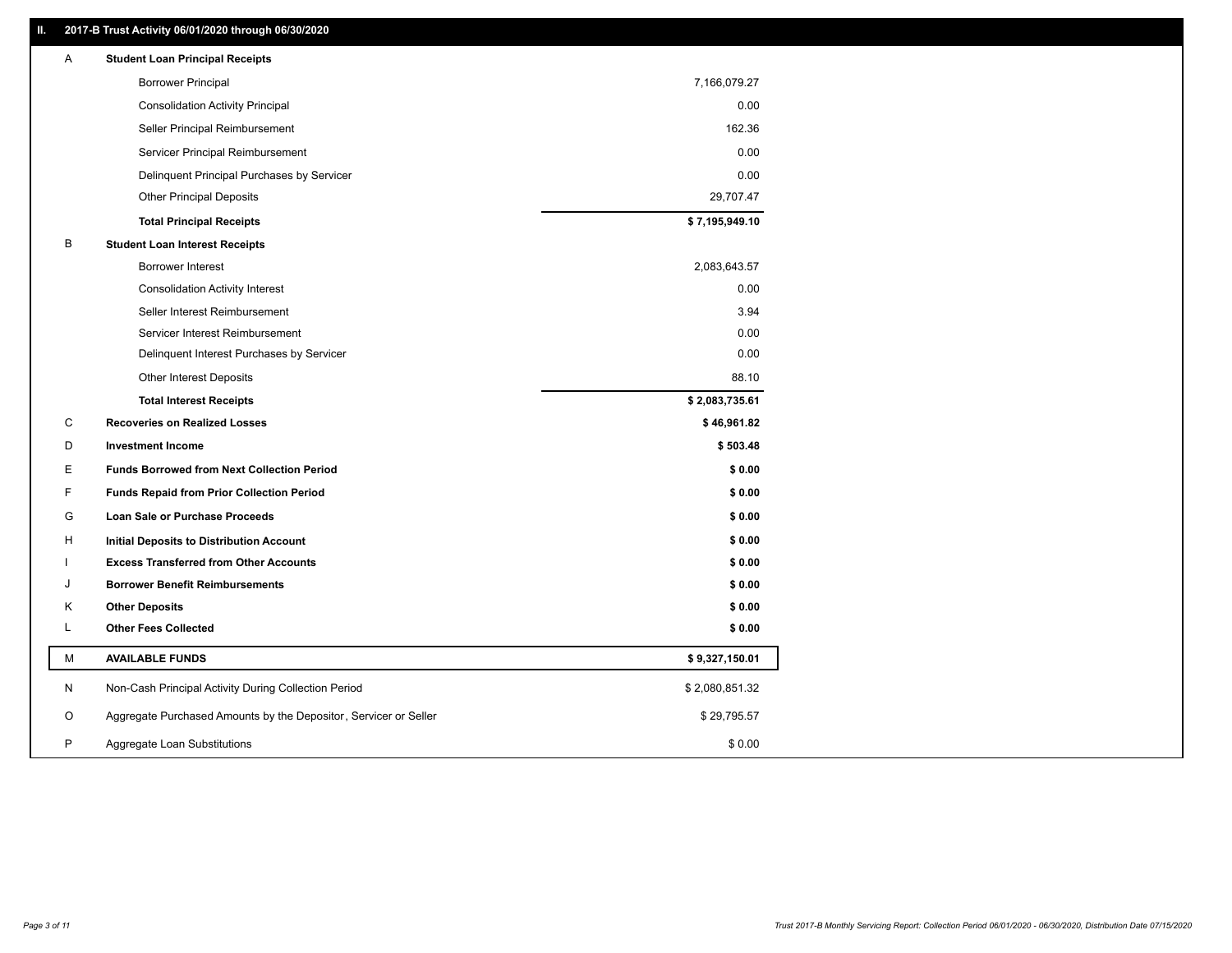## II. 2017-B Trust Activity 06/01/2020 through 06/30/2020

| | | |
|---|---|---|
| A | **Student Loan Principal Receipts** | |
| | Borrower Principal | 7,166,079.27 |
| | Consolidation Activity Principal | 0.00 |
| | Seller Principal Reimbursement | 162.36 |
| | Servicer Principal Reimbursement | 0.00 |
| | Delinquent Principal Purchases by Servicer | 0.00 |
| | Other Principal Deposits | 29,707.47 |
| | **Total Principal Receipts** | **$ 7,195,949.10** |
| B | **Student Loan Interest Receipts** | |
| | Borrower Interest | 2,083,643.57 |
| | Consolidation Activity Interest | 0.00 |
| | Seller Interest Reimbursement | 3.94 |
| | Servicer Interest Reimbursement | 0.00 |
| | Delinquent Interest Purchases by Servicer | 0.00 |
| | Other Interest Deposits | 88.10 |
| | **Total Interest Receipts** | **$ 2,083,735.61** |
| C | **Recoveries on Realized Losses** | **$ 46,961.82** |
| D | **Investment Income** | **$ 503.48** |
| E | **Funds Borrowed from Next Collection Period** | **$ 0.00** |
| F | **Funds Repaid from Prior Collection Period** | **$ 0.00** |
| G | **Loan Sale or Purchase Proceeds** | **$ 0.00** |
| H | **Initial Deposits to Distribution Account** | **$ 0.00** |
| I | **Excess Transferred from Other Accounts** | **$ 0.00** |
| J | **Borrower Benefit Reimbursements** | **$ 0.00** |
| K | **Other Deposits** | **$ 0.00** |
| L | **Other Fees Collected** | **$ 0.00** |
| M | **AVAILABLE FUNDS** | **$ 9,327,150.01** |
| N | Non-Cash Principal Activity During Collection Period | $ 2,080,851.32 |
| O | Aggregate Purchased Amounts by the Depositor, Servicer or Seller | $ 29,795.57 |
| P | Aggregate Loan Substitutions | $ 0.00 |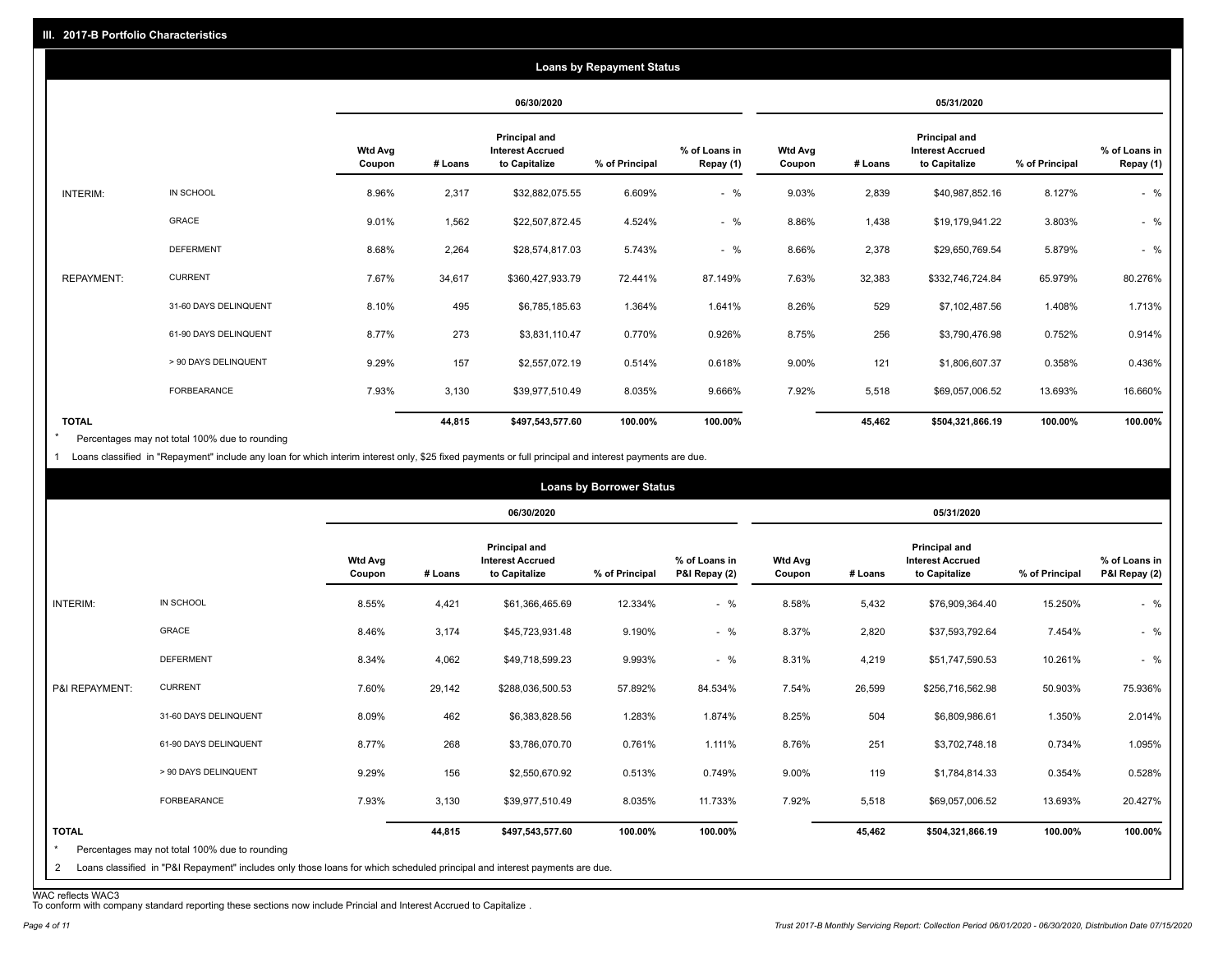## III. 2017-B Portfolio Characteristics

### Loans by Repayment Status

| | | 06/30/2020 | | | | | 05/31/2020 | | | | |
|---|---|---|---|---|---|---|---|---|---|---|---|
| | | Wtd Avg Coupon | # Loans | Principal and Interest Accrued to Capitalize | % of Principal | % of Loans in Repay (1) | Wtd Avg Coupon | # Loans | Principal and Interest Accrued to Capitalize | % of Principal | % of Loans in Repay (1) |
| INTERIM: | IN SCHOOL | 8.96% | 2,317 | $32,882,075.55 | 6.609% | - % | 9.03% | 2,839 | $40,987,852.16 | 8.127% | - % |
| | GRACE | 9.01% | 1,562 | $22,507,872.45 | 4.524% | - % | 8.86% | 1,438 | $19,179,941.22 | 3.803% | - % |
| | DEFERMENT | 8.68% | 2,264 | $28,574,817.03 | 5.743% | - % | 8.66% | 2,378 | $29,650,769.54 | 5.879% | - % |
| REPAYMENT: | CURRENT | 7.67% | 34,617 | $360,427,933.79 | 72.441% | 87.149% | 7.63% | 32,383 | $332,746,724.84 | 65.979% | 80.276% |
| | 31-60 DAYS DELINQUENT | 8.10% | 495 | $6,785,185.63 | 1.364% | 1.641% | 8.26% | 529 | $7,102,487.56 | 1.408% | 1.713% |
| | 61-90 DAYS DELINQUENT | 8.77% | 273 | $3,831,110.47 | 0.770% | 0.926% | 8.75% | 256 | $3,790,476.98 | 0.752% | 0.914% |
| | > 90 DAYS DELINQUENT | 9.29% | 157 | $2,557,072.19 | 0.514% | 0.618% | 9.00% | 121 | $1,806,607.37 | 0.358% | 0.436% |
| | FORBEARANCE | 7.93% | 3,130 | $39,977,510.49 | 8.035% | 9.666% | 7.92% | 5,518 | $69,057,006.52 | 13.693% | 16.660% |
| TOTAL | | | 44,815 | $497,543,577.60 | 100.00% | 100.00% | | 45,462 | $504,321,866.19 | 100.00% | 100.00% |

\* Percentages may not total 100% due to rounding

1 Loans classified in "Repayment" include any loan for which interim interest only, $25 fixed payments or full principal and interest payments are due.

### Loans by Borrower Status

| | | 06/30/2020 | | | | | 05/31/2020 | | | | |
|---|---|---|---|---|---|---|---|---|---|---|---|
| | | Wtd Avg Coupon | # Loans | Principal and Interest Accrued to Capitalize | % of Principal | % of Loans in P&I Repay (2) | Wtd Avg Coupon | # Loans | Principal and Interest Accrued to Capitalize | % of Principal | % of Loans in P&I Repay (2) |
| INTERIM: | IN SCHOOL | 8.55% | 4,421 | $61,366,465.69 | 12.334% | - % | 8.58% | 5,432 | $76,909,364.40 | 15.250% | - % |
| | GRACE | 8.46% | 3,174 | $45,723,931.48 | 9.190% | - % | 8.37% | 2,820 | $37,593,792.64 | 7.454% | - % |
| | DEFERMENT | 8.34% | 4,062 | $49,718,599.23 | 9.993% | - % | 8.31% | 4,219 | $51,747,590.53 | 10.261% | - % |
| P&I REPAYMENT: | CURRENT | 7.60% | 29,142 | $288,036,500.53 | 57.892% | 84.534% | 7.54% | 26,599 | $256,716,562.98 | 50.903% | 75.936% |
| | 31-60 DAYS DELINQUENT | 8.09% | 462 | $6,383,828.56 | 1.283% | 1.874% | 8.25% | 504 | $6,809,986.61 | 1.350% | 2.014% |
| | 61-90 DAYS DELINQUENT | 8.77% | 268 | $3,786,070.70 | 0.761% | 1.111% | 8.76% | 251 | $3,702,748.18 | 0.734% | 1.095% |
| | > 90 DAYS DELINQUENT | 9.29% | 156 | $2,550,670.92 | 0.513% | 0.749% | 9.00% | 119 | $1,784,814.33 | 0.354% | 0.528% |
| | FORBEARANCE | 7.93% | 3,130 | $39,977,510.49 | 8.035% | 11.733% | 7.92% | 5,518 | $69,057,006.52 | 13.693% | 20.427% |
| TOTAL | | | 44,815 | $497,543,577.60 | 100.00% | 100.00% | | 45,462 | $504,321,866.19 | 100.00% | 100.00% |

\* Percentages may not total 100% due to rounding

2 Loans classified in "P&I Repayment" includes only those loans for which scheduled principal and interest payments are due.

WAC reflects WAC3

To conform with company standard reporting these sections now include Princial and Interest Accrued to Capitalize .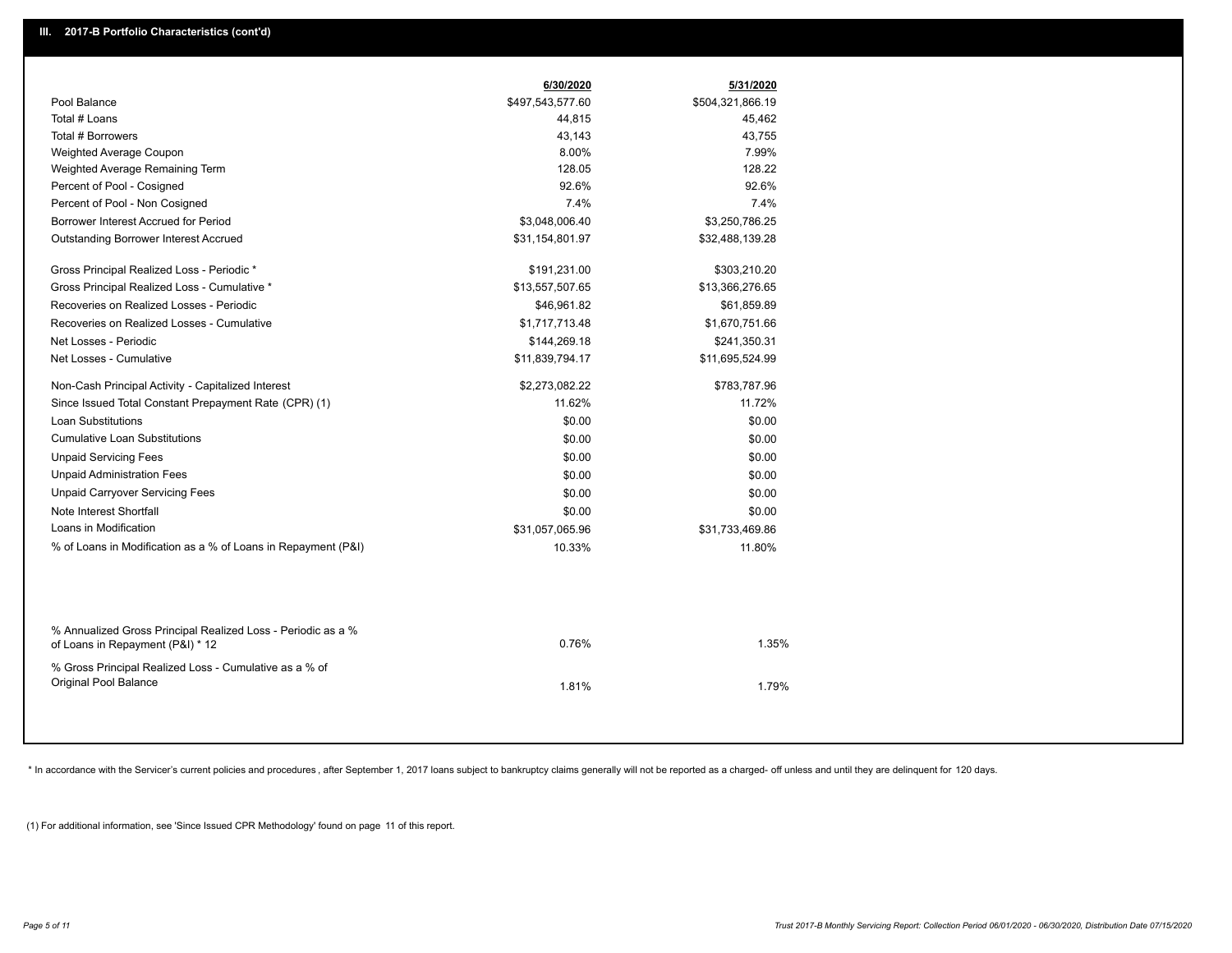## III. 2017-B Portfolio Characteristics (cont'd)

| | 6/30/2020 | 5/31/2020 |
|---|---|---|
| Pool Balance | $497,543,577.60 | $504,321,866.19 |
| Total # Loans | 44,815 | 45,462 |
| Total # Borrowers | 43,143 | 43,755 |
| Weighted Average Coupon | 8.00% | 7.99% |
| Weighted Average Remaining Term | 128.05 | 128.22 |
| Percent of Pool - Cosigned | 92.6% | 92.6% |
| Percent of Pool - Non Cosigned | 7.4% | 7.4% |
| Borrower Interest Accrued for Period | $3,048,006.40 | $3,250,786.25 |
| Outstanding Borrower Interest Accrued | $31,154,801.97 | $32,488,139.28 |
| Gross Principal Realized Loss - Periodic * | $191,231.00 | $303,210.20 |
| Gross Principal Realized Loss - Cumulative * | $13,557,507.65 | $13,366,276.65 |
| Recoveries on Realized Losses - Periodic | $46,961.82 | $61,859.89 |
| Recoveries on Realized Losses - Cumulative | $1,717,713.48 | $1,670,751.66 |
| Net Losses - Periodic | $144,269.18 | $241,350.31 |
| Net Losses - Cumulative | $11,839,794.17 | $11,695,524.99 |
| Non-Cash Principal Activity - Capitalized Interest | $2,273,082.22 | $783,787.96 |
| Since Issued Total Constant Prepayment Rate (CPR) (1) | 11.62% | 11.72% |
| Loan Substitutions | $0.00 | $0.00 |
| Cumulative Loan Substitutions | $0.00 | $0.00 |
| Unpaid Servicing Fees | $0.00 | $0.00 |
| Unpaid Administration Fees | $0.00 | $0.00 |
| Unpaid Carryover Servicing Fees | $0.00 | $0.00 |
| Note Interest Shortfall | $0.00 | $0.00 |
| Loans in Modification | $31,057,065.96 | $31,733,469.86 |
| % of Loans in Modification as a % of Loans in Repayment (P&I) | 10.33% | 11.80% |
| % Annualized Gross Principal Realized Loss - Periodic as a % of Loans in Repayment (P&I) * 12 | 0.76% | 1.35% |
| % Gross Principal Realized Loss - Cumulative as a % of Original Pool Balance | 1.81% | 1.79% |

* In accordance with the Servicer's current policies and procedures , after September 1, 2017 loans subject to bankruptcy claims generally will not be reported as a charged- off unless and until they are delinquent for 120 days.

(1) For additional information, see 'Since Issued CPR Methodology' found on page 11 of this report.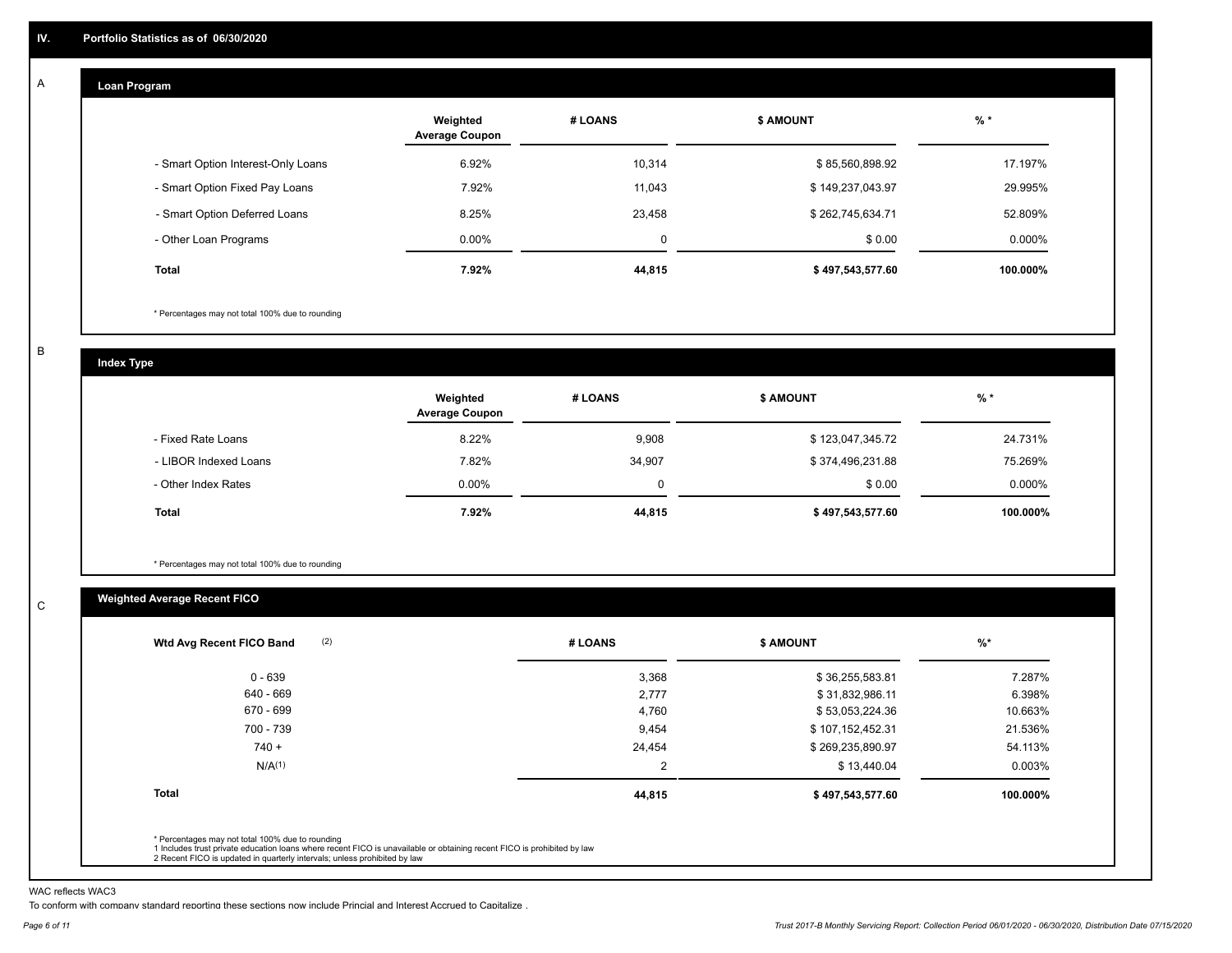## IV. Portfolio Statistics as of 06/30/2020

### A. Loan Program

| | Weighted Average Coupon | # LOANS | $ AMOUNT | % * |
|---|---|---|---|---|
| - Smart Option Interest-Only Loans | 6.92% | 10,314 | $ 85,560,898.92 | 17.197% |
| - Smart Option Fixed Pay Loans | 7.92% | 11,043 | $ 149,237,043.97 | 29.995% |
| - Smart Option Deferred Loans | 8.25% | 23,458 | $ 262,745,634.71 | 52.809% |
| - Other Loan Programs | 0.00% | 0 | $ 0.00 | 0.000% |
| **Total** | **7.92%** | **44,815** | **$ 497,543,577.60** | **100.000%** |

* Percentages may not total 100% due to rounding

### B. Index Type

| | Weighted Average Coupon | # LOANS | $ AMOUNT | % * |
|---|---|---|---|---|
| - Fixed Rate Loans | 8.22% | 9,908 | $ 123,047,345.72 | 24.731% |
| - LIBOR Indexed Loans | 7.82% | 34,907 | $ 374,496,231.88 | 75.269% |
| - Other Index Rates | 0.00% | 0 | $ 0.00 | 0.000% |
| **Total** | **7.92%** | **44,815** | **$ 497,543,577.60** | **100.000%** |

* Percentages may not total 100% due to rounding

### C. Weighted Average Recent FICO

| Wtd Avg Recent FICO Band (2) | # LOANS | $ AMOUNT | %* |
|---|---|---|---|
| 0 - 639 | 3,368 | $ 36,255,583.81 | 7.287% |
| 640 - 669 | 2,777 | $ 31,832,986.11 | 6.398% |
| 670 - 699 | 4,760 | $ 53,053,224.36 | 10.663% |
| 700 - 739 | 9,454 | $ 107,152,452.31 | 21.536% |
| 740 + | 24,454 | $ 269,235,890.97 | 54.113% |
| N/A(1) | 2 | $ 13,440.04 | 0.003% |
| **Total** | **44,815** | **$ 497,543,577.60** | **100.000%** |

* Percentages may not total 100% due to rounding
1 Includes trust private education loans where recent FICO is unavailable or obtaining recent FICO is prohibited by law
2 Recent FICO is updated in quarterly intervals; unless prohibited by law

WAC reflects WAC3

To conform with company standard reporting these sections now include Princial and Interest Accrued to Capitalize .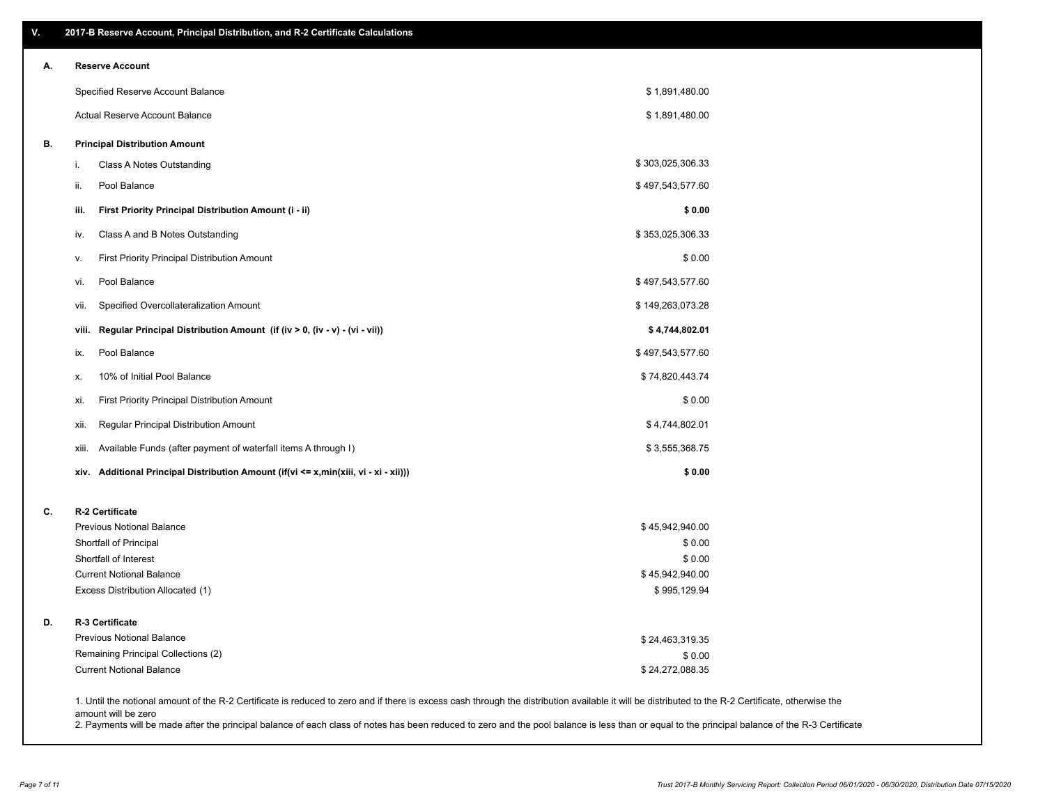## V. 2017-B Reserve Account, Principal Distribution, and R-2 Certificate Calculations

### A. Reserve Account

| | |
|---|---|
| Specified Reserve Account Balance | $ 1,891,480.00 |
| Actual Reserve Account Balance | $ 1,891,480.00 |

### B. Principal Distribution Amount

| | | |
|---|---|---|
| i. | Class A Notes Outstanding | $ 303,025,306.33 |
| ii. | Pool Balance | $ 497,543,577.60 |
| **iii.** | **First Priority Principal Distribution Amount (i - ii)** | **$ 0.00** |
| iv. | Class A and B Notes Outstanding | $ 353,025,306.33 |
| v. | First Priority Principal Distribution Amount | $ 0.00 |
| vi. | Pool Balance | $ 497,543,577.60 |
| vii. | Specified Overcollateralization Amount | $ 149,263,073.28 |
| **viii.** | **Regular Principal Distribution Amount (if (iv > 0, (iv - v) - (vi - vii))** | **$ 4,744,802.01** |
| ix. | Pool Balance | $ 497,543,577.60 |
| x. | 10% of Initial Pool Balance | $ 74,820,443.74 |
| xi. | First Priority Principal Distribution Amount | $ 0.00 |
| xii. | Regular Principal Distribution Amount | $ 4,744,802.01 |
| xiii. | Available Funds (after payment of waterfall items A through I) | $ 3,555,368.75 |
| **xiv.** | **Additional Principal Distribution Amount (if(vi <= x,min(xiii, vi - xi - xii)))** | **$ 0.00** |

### C. R-2 Certificate

| | |
|---|---|
| Previous Notional Balance | $ 45,942,940.00 |
| Shortfall of Principal | $ 0.00 |
| Shortfall of Interest | $ 0.00 |
| Current Notional Balance | $ 45,942,940.00 |
| Excess Distribution Allocated (1) | $ 995,129.94 |

### D. R-3 Certificate

| | |
|---|---|
| Previous Notional Balance | $ 24,463,319.35 |
| Remaining Principal Collections (2) | $ 0.00 |
| Current Notional Balance | $ 24,272,088.35 |

1. Until the notional amount of the R-2 Certificate is reduced to zero and if there is excess cash through the distribution available it will be distributed to the R-2 Certificate, otherwise the amount will be zero
2. Payments will be made after the principal balance of each class of notes has been reduced to zero and the pool balance is less than or equal to the principal balance of the R-3 Certificate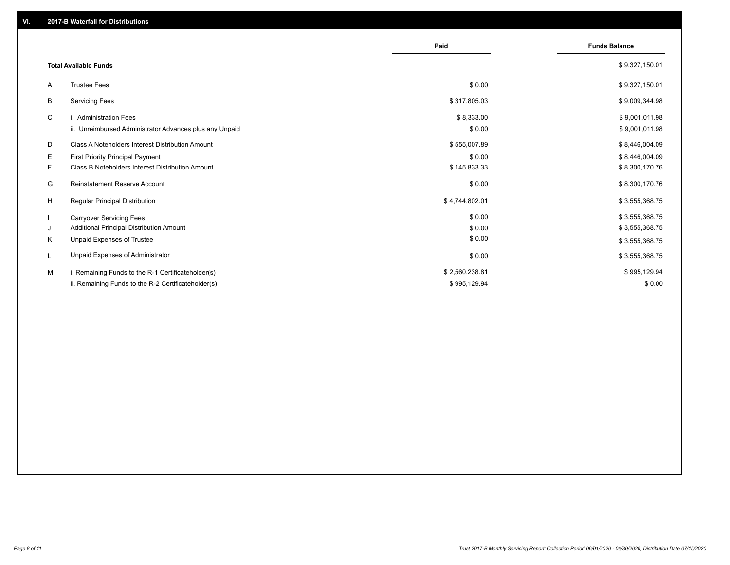## VI. 2017-B Waterfall for Distributions

| | | Paid | Funds Balance |
|---|---|---|---|
| | **Total Available Funds** | | $ 9,327,150.01 |
| A | Trustee Fees | $ 0.00 | $ 9,327,150.01 |
| B | Servicing Fees | $ 317,805.03 | $ 9,009,344.98 |
| C | i. Administration Fees | $ 8,333.00 | $ 9,001,011.98 |
| | ii. Unreimbursed Administrator Advances plus any Unpaid | $ 0.00 | $ 9,001,011.98 |
| D | Class A Noteholders Interest Distribution Amount | $ 555,007.89 | $ 8,446,004.09 |
| E | First Priority Principal Payment | $ 0.00 | $ 8,446,004.09 |
| F | Class B Noteholders Interest Distribution Amount | $ 145,833.33 | $ 8,300,170.76 |
| G | Reinstatement Reserve Account | $ 0.00 | $ 8,300,170.76 |
| H | Regular Principal Distribution | $ 4,744,802.01 | $ 3,555,368.75 |
| I | Carryover Servicing Fees | $ 0.00 | $ 3,555,368.75 |
| J | Additional Principal Distribution Amount | $ 0.00 | $ 3,555,368.75 |
| K | Unpaid Expenses of Trustee | $ 0.00 | $ 3,555,368.75 |
| L | Unpaid Expenses of Administrator | $ 0.00 | $ 3,555,368.75 |
| M | i. Remaining Funds to the R-1 Certificateholder(s) | $ 2,560,238.81 | $ 995,129.94 |
| | ii. Remaining Funds to the R-2 Certificateholder(s) | $ 995,129.94 | $ 0.00 |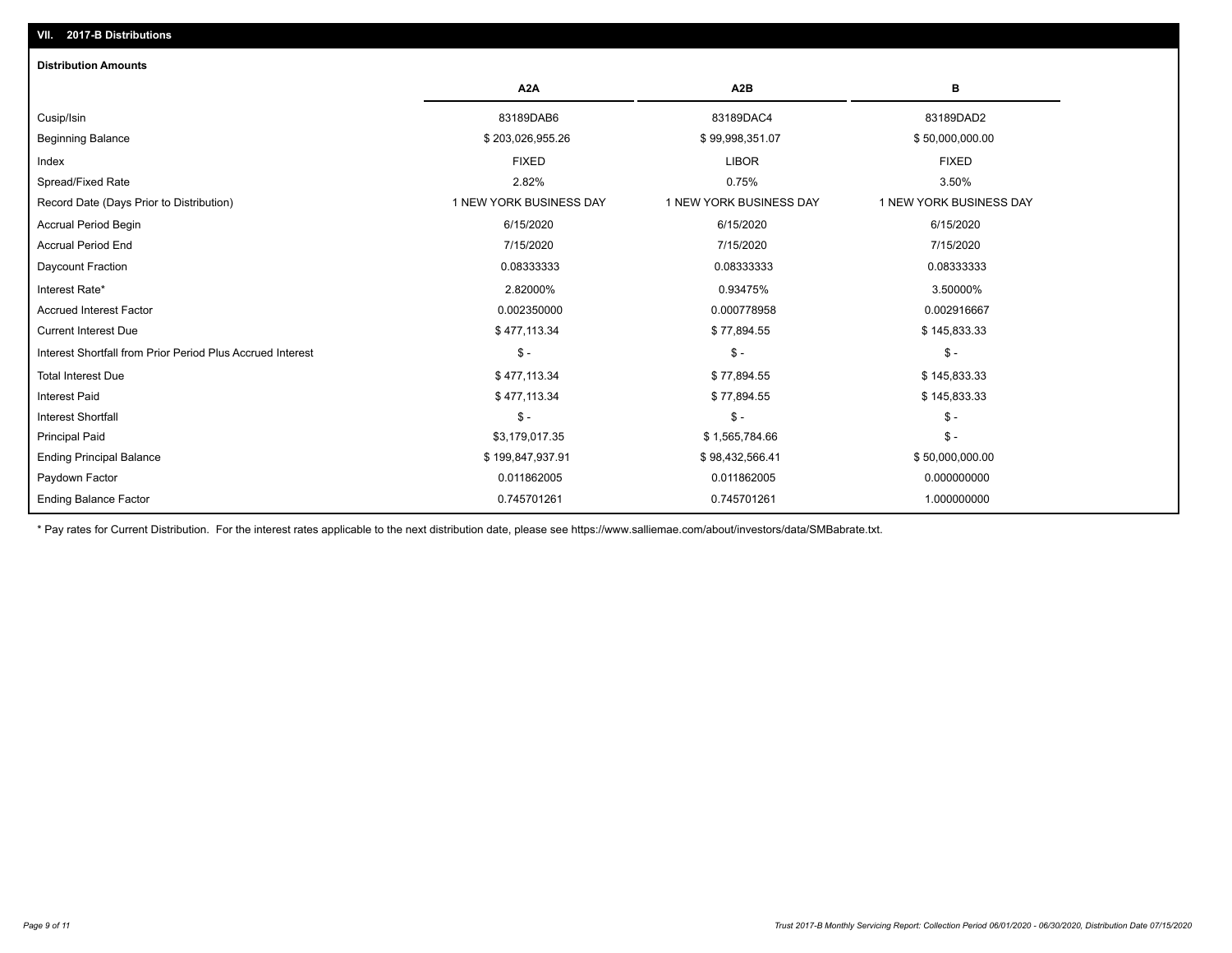## VII. 2017-B Distributions

### Distribution Amounts

| | A2A | A2B | B |
|---|---|---|---|
| Cusip/Isin | 83189DAB6 | 83189DAC4 | 83189DAD2 |
| Beginning Balance | $ 203,026,955.26 | $ 99,998,351.07 | $ 50,000,000.00 |
| Index | FIXED | LIBOR | FIXED |
| Spread/Fixed Rate | 2.82% | 0.75% | 3.50% |
| Record Date (Days Prior to Distribution) | 1 NEW YORK BUSINESS DAY | 1 NEW YORK BUSINESS DAY | 1 NEW YORK BUSINESS DAY |
| Accrual Period Begin | 6/15/2020 | 6/15/2020 | 6/15/2020 |
| Accrual Period End | 7/15/2020 | 7/15/2020 | 7/15/2020 |
| Daycount Fraction | 0.08333333 | 0.08333333 | 0.08333333 |
| Interest Rate* | 2.82000% | 0.93475% | 3.50000% |
| Accrued Interest Factor | 0.002350000 | 0.000778958 | 0.002916667 |
| Current Interest Due | $ 477,113.34 | $ 77,894.55 | $ 145,833.33 |
| Interest Shortfall from Prior Period Plus Accrued Interest | $ - | $ - | $ - |
| Total Interest Due | $ 477,113.34 | $ 77,894.55 | $ 145,833.33 |
| Interest Paid | $ 477,113.34 | $ 77,894.55 | $ 145,833.33 |
| Interest Shortfall | $ - | $ - | $ - |
| Principal Paid | $3,179,017.35 | $ 1,565,784.66 | $ - |
| Ending Principal Balance | $ 199,847,937.91 | $ 98,432,566.41 | $ 50,000,000.00 |
| Paydown Factor | 0.011862005 | 0.011862005 | 0.000000000 |
| Ending Balance Factor | 0.745701261 | 0.745701261 | 1.000000000 |

* Pay rates for Current Distribution. For the interest rates applicable to the next distribution date, please see https://www.salliemae.com/about/investors/data/SMBabrate.txt.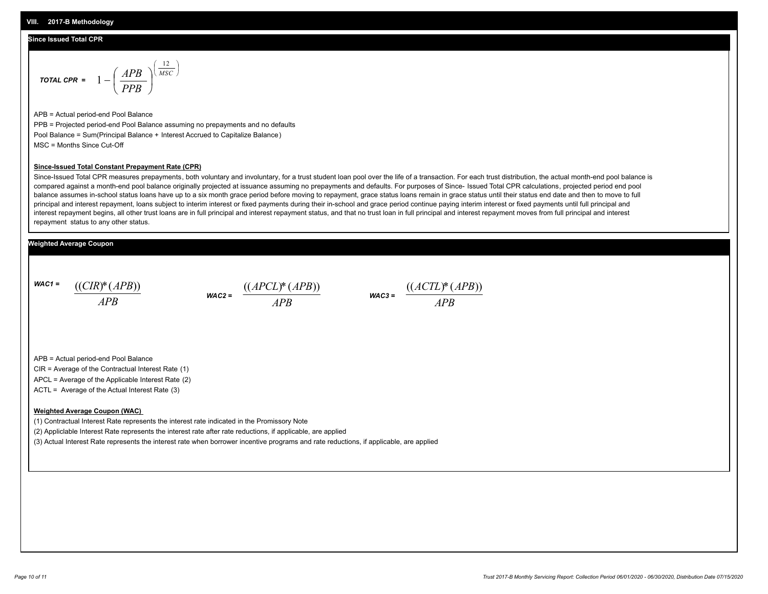## VIII. 2017-B Methodology

### Since Issued Total CPR

**TOTAL CPR =** $$1-\left(\frac{APB}{PPB}\right)^{\left(\frac{12}{MSC}\right)}$$

APB = Actual period-end Pool Balance

PPB = Projected period-end Pool Balance assuming no prepayments and no defaults

Pool Balance = Sum(Principal Balance + Interest Accrued to Capitalize Balance)

MSC = Months Since Cut-Off

**Since-Issued Total Constant Prepayment Rate (CPR)**

Since-Issued Total CPR measures prepayments, both voluntary and involuntary, for a trust student loan pool over the life of a transaction. For each trust distribution, the actual month-end pool balance is compared against a month-end pool balance originally projected at issuance assuming no prepayments and defaults. For purposes of Since- Issued Total CPR calculations, projected period end pool balance assumes in-school status loans have up to a six month grace period before moving to repayment, grace status loans remain in grace status until their status end date and then to move to full principal and interest repayment, loans subject to interim interest or fixed payments during their in-school and grace period continue paying interim interest or fixed payments until full principal and interest repayment begins, all other trust loans are in full principal and interest repayment status, and that no trust loan in full principal and interest repayment moves from full principal and interest repayment status to any other status.

### Weighted Average Coupon

**WAC1 =** $$\frac{((CIR)*(APB))}{APB}$$

**WAC2 =** $$\frac{((APCL)*(APB))}{APB}$$

**WAC3 =** $$\frac{((ACTL)*(APB))}{APB}$$

APB = Actual period-end Pool Balance

CIR = Average of the Contractual Interest Rate (1)

APCL = Average of the Applicable Interest Rate (2)

ACTL = Average of the Actual Interest Rate (3)

**Weighted Average Coupon (WAC)**

(1) Contractual Interest Rate represents the interest rate indicated in the Promissory Note

(2) Appliclable Interest Rate represents the interest rate after rate reductions, if applicable, are applied

(3) Actual Interest Rate represents the interest rate when borrower incentive programs and rate reductions, if applicable, are applied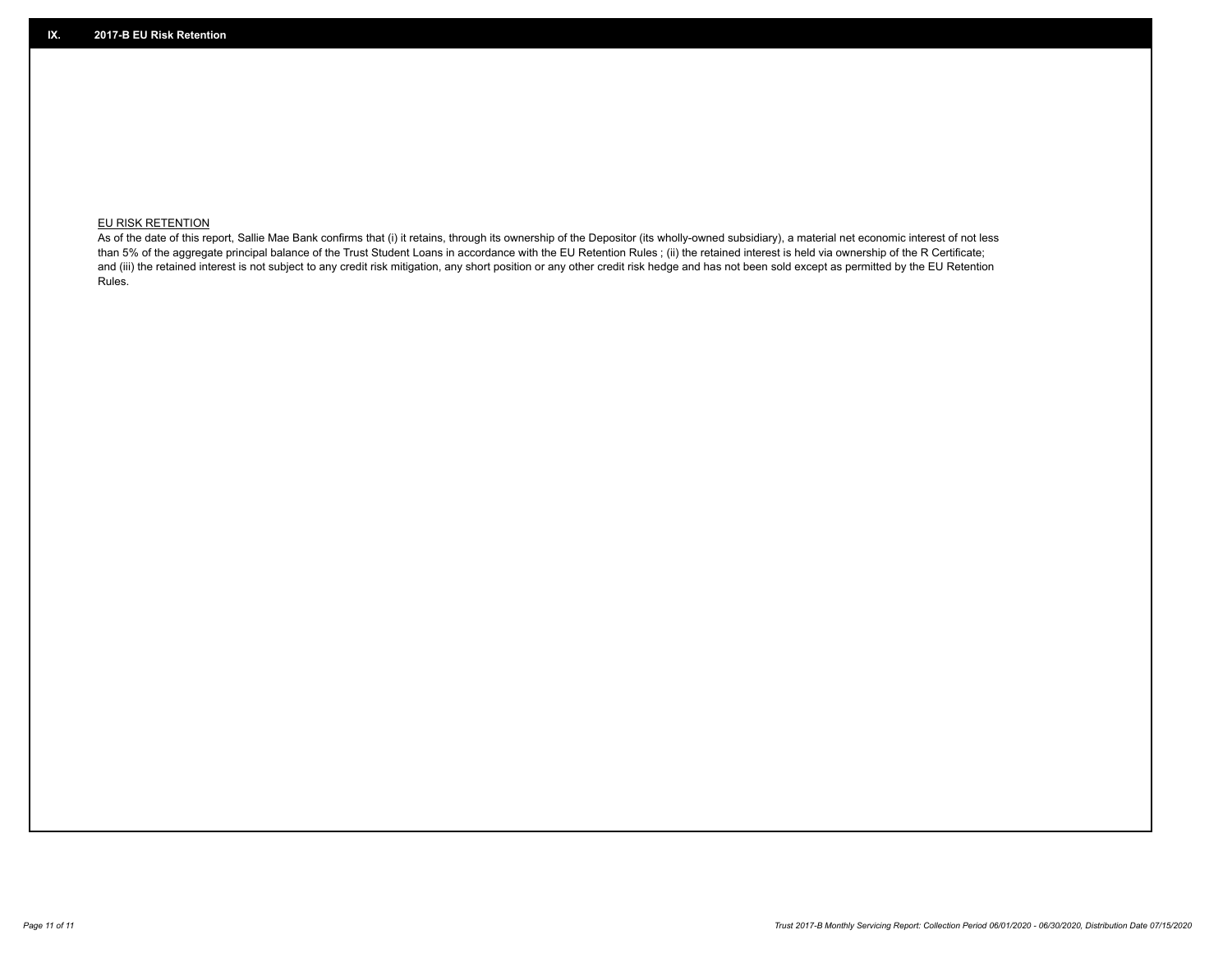## IX. 2017-B EU Risk Retention

EU RISK RETENTION

As of the date of this report, Sallie Mae Bank confirms that (i) it retains, through its ownership of the Depositor (its wholly-owned subsidiary), a material net economic interest of not less than 5% of the aggregate principal balance of the Trust Student Loans in accordance with the EU Retention Rules ; (ii) the retained interest is held via ownership of the R Certificate; and (iii) the retained interest is not subject to any credit risk mitigation, any short position or any other credit risk hedge and has not been sold except as permitted by the EU Retention Rules.